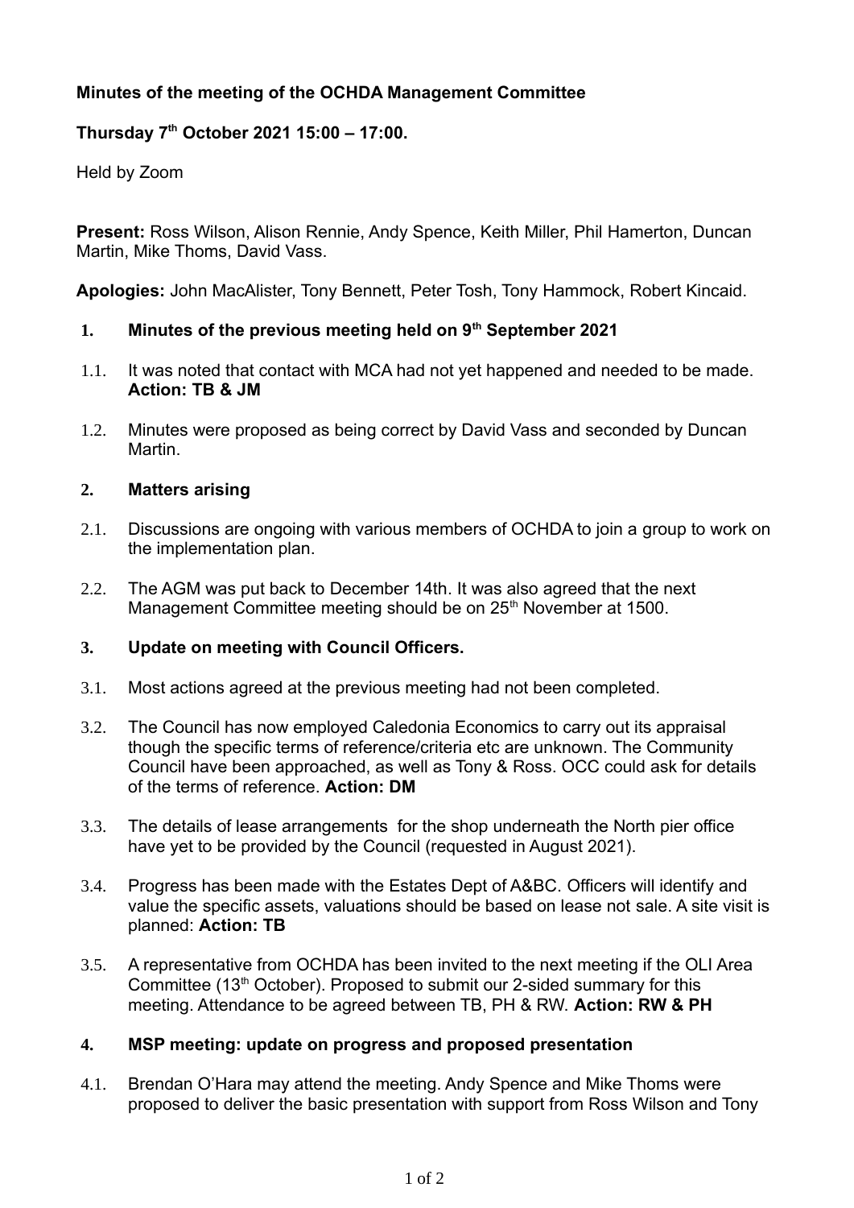**Minutes of the meeting of the OCHDA Management Committee**

**Thursday 7th October 2021 15:00 – 17:00.**

Held by Zoom

**Present:** Ross Wilson, Alison Rennie, Andy Spence, Keith Miller, Phil Hamerton, Duncan Martin, Mike Thoms, David Vass.

**Apologies:** John MacAlister, Tony Bennett, Peter Tosh, Tony Hammock, Robert Kincaid.

**1. Minutes of the previous meeting held on 9th September 2021**

1.1. It was noted that contact with MCA had not yet happened and needed to be made. **Action: TB & JM**

1.2. Minutes were proposed as being correct by David Vass and seconded by Duncan Martin.

**2. Matters arising**

2.1. Discussions are ongoing with various members of OCHDA to join a group to work on the implementation plan.

2.2. The AGM was put back to December 14th. It was also agreed that the next Management Committee meeting should be on 25th November at 1500.

**3. Update on meeting with Council Officers.**

3.1. Most actions agreed at the previous meeting had not been completed.

3.2. The Council has now employed Caledonia Economics to carry out its appraisal though the specific terms of reference/criteria etc are unknown. The Community Council have been approached, as well as Tony & Ross. OCC could ask for details of the terms of reference. **Action: DM**

3.3. The details of lease arrangements for the shop underneath the North pier office have yet to be provided by the Council (requested in August 2021).

3.4. Progress has been made with the Estates Dept of A&BC. Officers will identify and value the specific assets, valuations should be based on lease not sale. A site visit is planned: **Action: TB**

3.5. A representative from OCHDA has been invited to the next meeting if the OLI Area Committee (13th October). Proposed to submit our 2-sided summary for this meeting. Attendance to be agreed between TB, PH & RW. **Action: RW & PH**

**4. MSP meeting: update on progress and proposed presentation**

4.1. Brendan O'Hara may attend the meeting. Andy Spence and Mike Thoms were proposed to deliver the basic presentation with support from Ross Wilson and Tony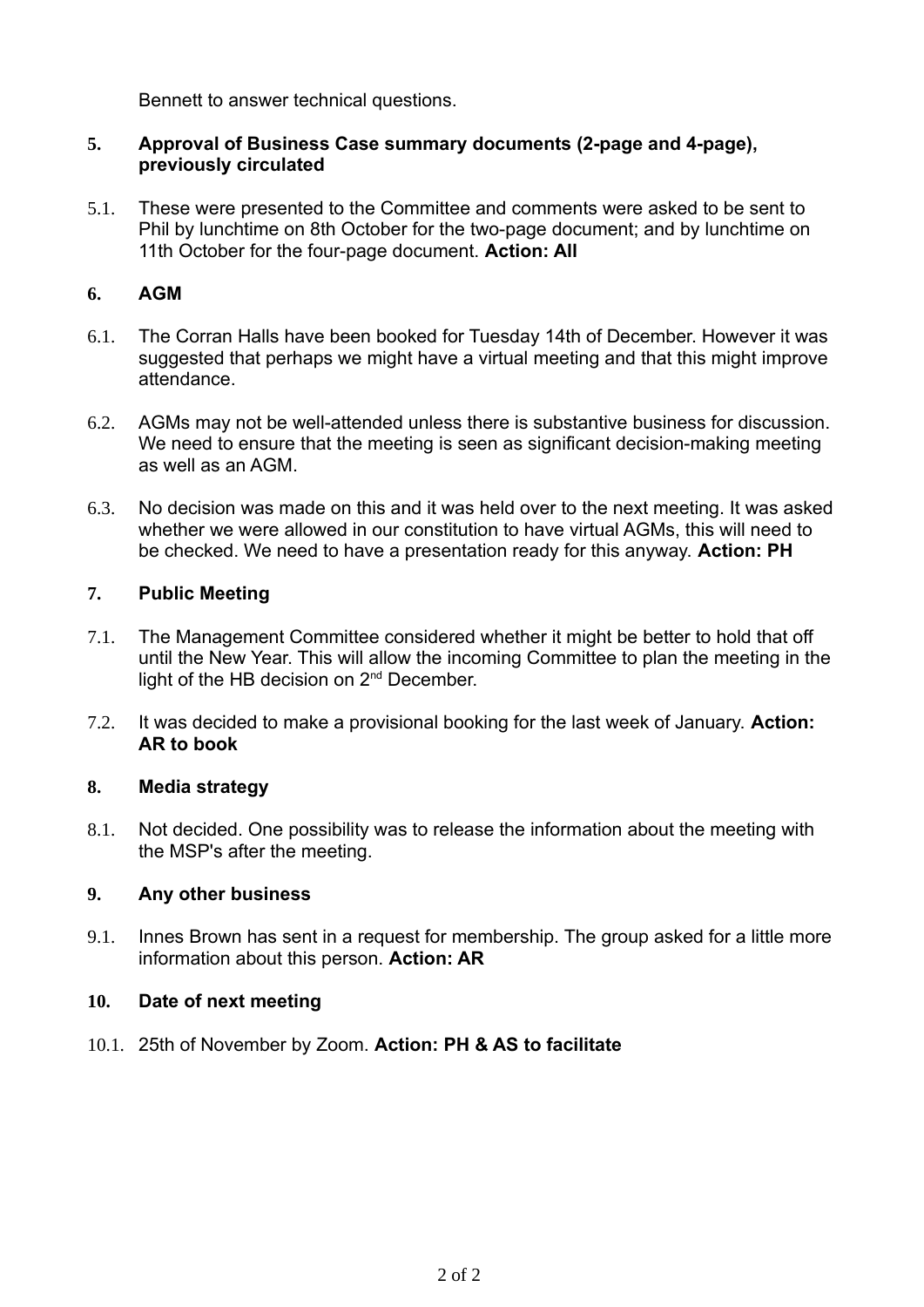Bennett to answer technical questions.

## 5. Approval of Business Case summary documents (2-page and 4-page), previously circulated

5.1. These were presented to the Committee and comments were asked to be sent to Phil by lunchtime on 8th October for the two-page document; and by lunchtime on 11th October for the four-page document. **Action: All**

## 6. AGM

6.1. The Corran Halls have been booked for Tuesday 14th of December. However it was suggested that perhaps we might have a virtual meeting and that this might improve attendance.

6.2. AGMs may not be well-attended unless there is substantive business for discussion. We need to ensure that the meeting is seen as significant decision-making meeting as well as an AGM.

6.3. No decision was made on this and it was held over to the next meeting. It was asked whether we were allowed in our constitution to have virtual AGMs, this will need to be checked. We need to have a presentation ready for this anyway. **Action: PH**

## 7. Public Meeting

7.1. The Management Committee considered whether it might be better to hold that off until the New Year. This will allow the incoming Committee to plan the meeting in the light of the HB decision on 2nd December.

7.2. It was decided to make a provisional booking for the last week of January. **Action: AR to book**

## 8. Media strategy

8.1. Not decided. One possibility was to release the information about the meeting with the MSP's after the meeting.

## 9. Any other business

9.1. Innes Brown has sent in a request for membership. The group asked for a little more information about this person. **Action: AR**

## 10. Date of next meeting

10.1. 25th of November by Zoom. **Action: PH & AS to facilitate**